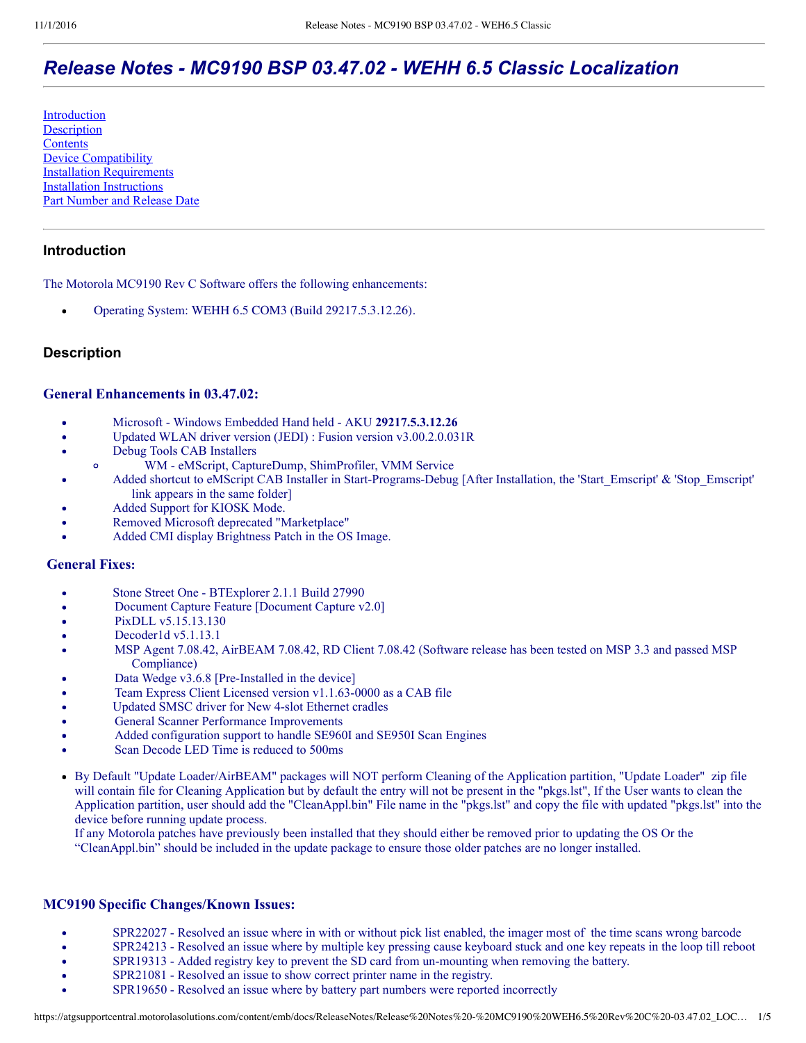# Release Notes - MC9190 BSP 03.47.02 - WEHH 6.5 Classic Localization

[Introduction](#introduction)
[Description](#description)
[Contents](#contents)
[Device Compatibility](#device-compatibility)
[Installation Requirements](#installation-requirements)
[Installation Instructions](#installation-instructions)
[Part Number and Release Date](#part-number-and-release-date)

---

## Introduction

The Motorola MC9190 Rev C Software offers the following enhancements:

- Operating System: WEHH 6.5 COM3 (Build 29217.5.3.12.26).

## Description

### General Enhancements in 03.47.02:

- Microsoft - Windows Embedded Hand held - AKU **29217.5.3.12.26**
- Updated WLAN driver version (JEDI) : Fusion version v3.00.2.0.031R
- Debug Tools CAB Installers
  - WM - eMScript, CaptureDump, ShimProfiler, VMM Service
- Added shortcut to eMScript CAB Installer in Start-Programs-Debug [After Installation, the 'Start_Emscript' & 'Stop_Emscript' link appears in the same folder]
- Added Support for KIOSK Mode.
- Removed Microsoft deprecated "Marketplace"
- Added CMI display Brightness Patch in the OS Image.

### General Fixes:

- Stone Street One - BTExplorer 2.1.1 Build 27990
- Document Capture Feature [Document Capture v2.0]
- PixDLL v5.15.13.130
- Decoder1d v5.1.13.1
- MSP Agent 7.08.42, AirBEAM 7.08.42, RD Client 7.08.42 (Software release has been tested on MSP 3.3 and passed MSP Compliance)
- Data Wedge v3.6.8 [Pre-Installed in the device]
- Team Express Client Licensed version v1.1.63-0000 as a CAB file
- Updated SMSC driver for New 4-slot Ethernet cradles
- General Scanner Performance Improvements
- Added configuration support to handle SE960I and SE950I Scan Engines
- Scan Decode LED Time is reduced to 500ms

- By Default "Update Loader/AirBEAM" packages will NOT perform Cleaning of the Application partition, "Update Loader" zip file will contain file for Cleaning Application but by default the entry will not be present in the "pkgs.lst", If the User wants to clean the Application partition, user should add the "CleanAppl.bin" File name in the "pkgs.lst" and copy the file with updated "pkgs.lst" into the device before running update process.
  If any Motorola patches have previously been installed that they should either be removed prior to updating the OS Or the "CleanAppl.bin" should be included in the update package to ensure those older patches are no longer installed.

### MC9190 Specific Changes/Known Issues:

- SPR22027 - Resolved an issue where in with or without pick list enabled, the imager most of the time scans wrong barcode
- SPR24213 - Resolved an issue where by multiple key pressing cause keyboard stuck and one key repeats in the loop till reboot
- SPR19313 - Added registry key to prevent the SD card from un-mounting when removing the battery.
- SPR21081 - Resolved an issue to show correct printer name in the registry.
- SPR19650 - Resolved an issue where by battery part numbers were reported incorrectly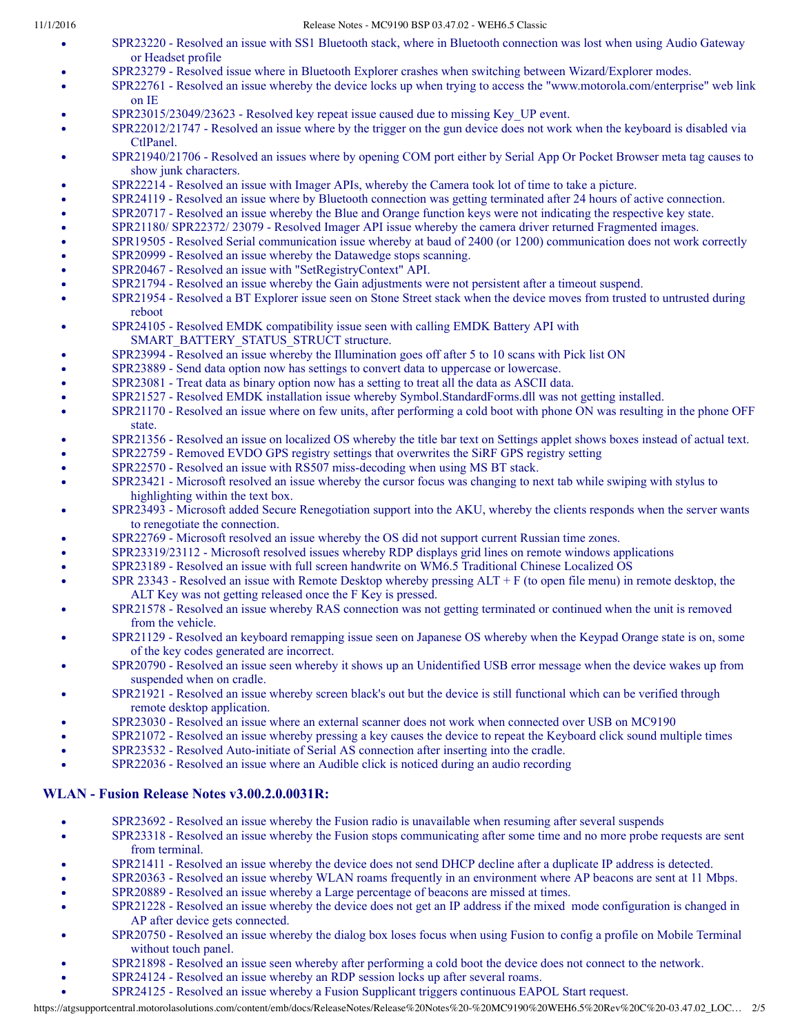- SPR23220 - Resolved an issue with SS1 Bluetooth stack, where in Bluetooth connection was lost when using Audio Gateway or Headset profile
- SPR23279 - Resolved issue where in Bluetooth Explorer crashes when switching between Wizard/Explorer modes.
- SPR22761 - Resolved an issue whereby the device locks up when trying to access the "www.motorola.com/enterprise" web link on IE
- SPR23015/23049/23623 - Resolved key repeat issue caused due to missing Key_UP event.
- SPR22012/21747 - Resolved an issue where by the trigger on the gun device does not work when the keyboard is disabled via CtlPanel.
- SPR21940/21706 - Resolved an issues where by opening COM port either by Serial App Or Pocket Browser meta tag causes to show junk characters.
- SPR22214 - Resolved an issue with Imager APIs, whereby the Camera took lot of time to take a picture.
- SPR24119 - Resolved an issue where by Bluetooth connection was getting terminated after 24 hours of active connection.
- SPR20717 - Resolved an issue whereby the Blue and Orange function keys were not indicating the respective key state.
- SPR21180/ SPR22372/ 23079 - Resolved Imager API issue whereby the camera driver returned Fragmented images.
- SPR19505 - Resolved Serial communication issue whereby at baud of 2400 (or 1200) communication does not work correctly
- SPR20999 - Resolved an issue whereby the Datawedge stops scanning.
- SPR20467 - Resolved an issue with "SetRegistryContext" API.
- SPR21794 - Resolved an issue whereby the Gain adjustments were not persistent after a timeout suspend.
- SPR21954 - Resolved a BT Explorer issue seen on Stone Street stack when the device moves from trusted to untrusted during reboot
- SPR24105 - Resolved EMDK compatibility issue seen with calling EMDK Battery API with SMART_BATTERY_STATUS_STRUCT structure.
- SPR23994 - Resolved an issue whereby the Illumination goes off after 5 to 10 scans with Pick list ON
- SPR23889 - Send data option now has settings to convert data to uppercase or lowercase.
- SPR23081 - Treat data as binary option now has a setting to treat all the data as ASCII data.
- SPR21527 - Resolved EMDK installation issue whereby Symbol.StandardForms.dll was not getting installed.
- SPR21170 - Resolved an issue where on few units, after performing a cold boot with phone ON was resulting in the phone OFF state.
- SPR21356 - Resolved an issue on localized OS whereby the title bar text on Settings applet shows boxes instead of actual text.
- SPR22759 - Removed EVDO GPS registry settings that overwrites the SiRF GPS registry setting
- SPR22570 - Resolved an issue with RS507 miss-decoding when using MS BT stack.
- SPR23421 - Microsoft resolved an issue whereby the cursor focus was changing to next tab while swiping with stylus to highlighting within the text box.
- SPR23493 - Microsoft added Secure Renegotiation support into the AKU, whereby the clients responds when the server wants to renegotiate the connection.
- SPR22769 - Microsoft resolved an issue whereby the OS did not support current Russian time zones.
- SPR23319/23112 - Microsoft resolved issues whereby RDP displays grid lines on remote windows applications
- SPR23189 - Resolved an issue with full screen handwrite on WM6.5 Traditional Chinese Localized OS
- SPR 23343 - Resolved an issue with Remote Desktop whereby pressing ALT + F (to open file menu) in remote desktop, the ALT Key was not getting released once the F Key is pressed.
- SPR21578 - Resolved an issue whereby RAS connection was not getting terminated or continued when the unit is removed from the vehicle.
- SPR21129 - Resolved an keyboard remapping issue seen on Japanese OS whereby when the Keypad Orange state is on, some of the key codes generated are incorrect.
- SPR20790 - Resolved an issue seen whereby it shows up an Unidentified USB error message when the device wakes up from suspended when on cradle.
- SPR21921 - Resolved an issue whereby screen black's out but the device is still functional which can be verified through remote desktop application.
- SPR23030 - Resolved an issue where an external scanner does not work when connected over USB on MC9190
- SPR21072 - Resolved an issue whereby pressing a key causes the device to repeat the Keyboard click sound multiple times
- SPR23532 - Resolved Auto-initiate of Serial AS connection after inserting into the cradle.
- SPR22036 - Resolved an issue where an Audible click is noticed during an audio recording

### WLAN - Fusion Release Notes v3.00.2.0.0031R:

- SPR23692 - Resolved an issue whereby the Fusion radio is unavailable when resuming after several suspends
- SPR23318 - Resolved an issue whereby the Fusion stops communicating after some time and no more probe requests are sent from terminal.
- SPR21411 - Resolved an issue whereby the device does not send DHCP decline after a duplicate IP address is detected.
- SPR20363 - Resolved an issue whereby WLAN roams frequently in an environment where AP beacons are sent at 11 Mbps.
- SPR20889 - Resolved an issue whereby a Large percentage of beacons are missed at times.
- SPR21228 - Resolved an issue whereby the device does not get an IP address if the mixed mode configuration is changed in AP after device gets connected.
- SPR20750 - Resolved an issue whereby the dialog box loses focus when using Fusion to config a profile on Mobile Terminal without touch panel.
- SPR21898 - Resolved an issue seen whereby after performing a cold boot the device does not connect to the network.
- SPR24124 - Resolved an issue whereby an RDP session locks up after several roams.
- SPR24125 - Resolved an issue whereby a Fusion Supplicant triggers continuous EAPOL Start request.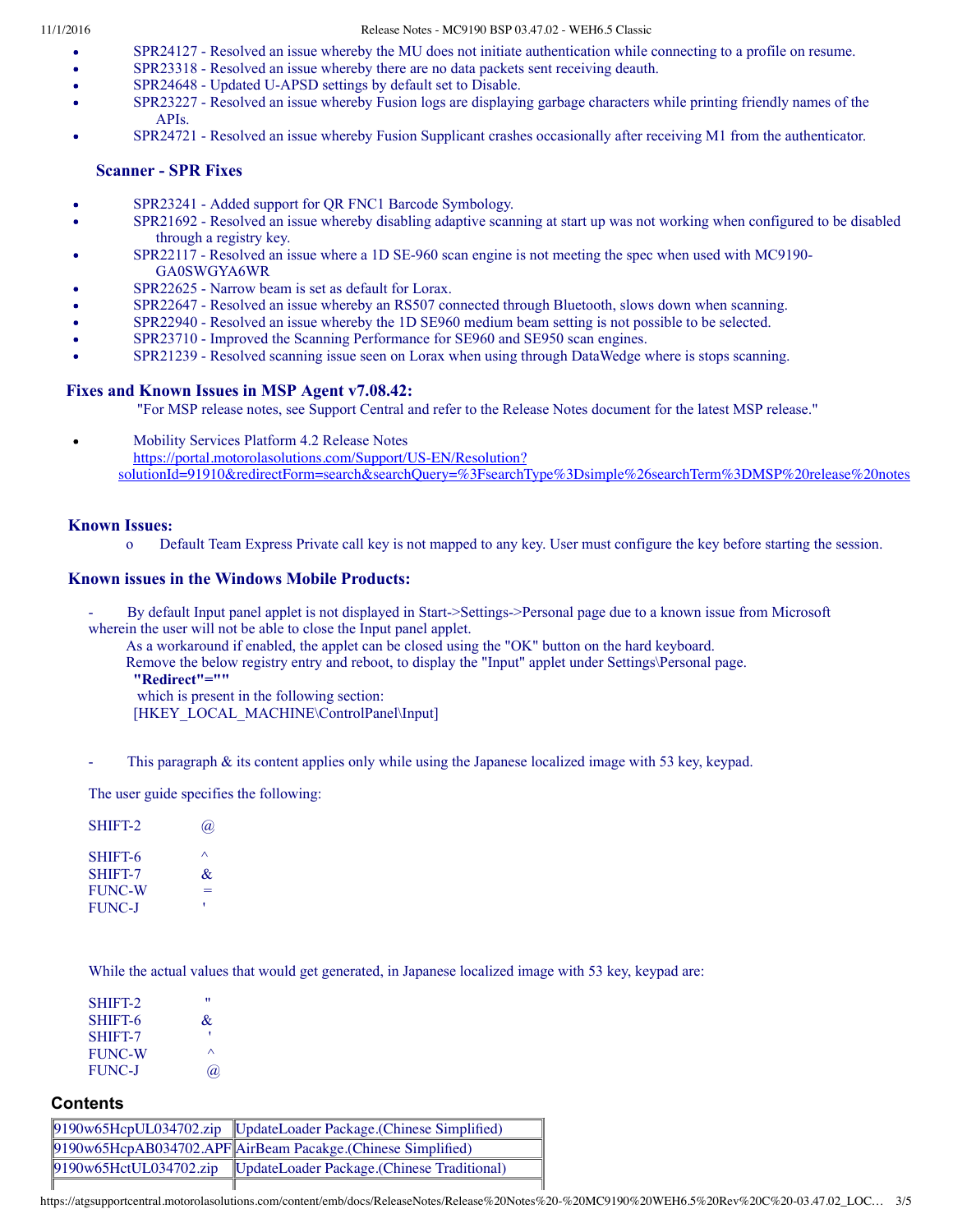- SPR24127 - Resolved an issue whereby the MU does not initiate authentication while connecting to a profile on resume.
- SPR23318 - Resolved an issue whereby there are no data packets sent receiving deauth.
- SPR24648 - Updated U-APSD settings by default set to Disable.
- SPR23227 - Resolved an issue whereby Fusion logs are displaying garbage characters while printing friendly names of the APIs.
- SPR24721 - Resolved an issue whereby Fusion Supplicant crashes occasionally after receiving M1 from the authenticator.

### Scanner - SPR Fixes

- SPR23241 - Added support for QR FNC1 Barcode Symbology.
- SPR21692 - Resolved an issue whereby disabling adaptive scanning at start up was not working when configured to be disabled through a registry key.
- SPR22117 - Resolved an issue where a 1D SE-960 scan engine is not meeting the spec when used with MC9190-GA0SWGYA6WR
- SPR22625 - Narrow beam is set as default for Lorax.
- SPR22647 - Resolved an issue whereby an RS507 connected through Bluetooth, slows down when scanning.
- SPR22940 - Resolved an issue whereby the 1D SE960 medium beam setting is not possible to be selected.
- SPR23710 - Improved the Scanning Performance for SE960 and SE950 scan engines.
- SPR21239 - Resolved scanning issue seen on Lorax when using through DataWedge where is stops scanning.

### Fixes and Known Issues in MSP Agent v7.08.42:

"For MSP release notes, see Support Central and refer to the Release Notes document for the latest MSP release."

- Mobility Services Platform 4.2 Release Notes
  https://portal.motorolasolutions.com/Support/US-EN/Resolution?solutionId=91910&redirectForm=search&searchQuery=%3FsearchType%3Dsimple%26searchTerm%3DMSP%20release%20notes

### Known Issues:

- Default Team Express Private call key is not mapped to any key. User must configure the key before starting the session.

### Known issues in the Windows Mobile Products:

- By default Input panel applet is not displayed in Start->Settings->Personal page due to a known issue from Microsoft wherein the user will not be able to close the Input panel applet.
  As a workaround if enabled, the applet can be closed using the "OK" button on the hard keyboard.
  Remove the below registry entry and reboot, to display the "Input" applet under Settings\Personal page.
  **"Redirect"=""**
  which is present in the following section:
  [HKEY_LOCAL_MACHINE\ControlPanel\Input]

- This paragraph & its content applies only while using the Japanese localized image with 53 key, keypad.

The user guide specifies the following:

| | |
|---|---|
| SHIFT-2 | @ |
| SHIFT-6 | ^ |
| SHIFT-7 | & |
| FUNC-W | = |
| FUNC-J | ' |

While the actual values that would get generated, in Japanese localized image with 53 key, keypad are:

| | |
|---|---|
| SHIFT-2 | " |
| SHIFT-6 | & |
| SHIFT-7 | ' |
| FUNC-W | ^ |
| FUNC-J | @ |

## Contents

| | |
|---|---|
| 9190w65HcpUL034702.zip | UpdateLoader Package.(Chinese Simplified) |
| 9190w65HcpAB034702.APF | AirBeam Pacakge.(Chinese Simplified) |
| 9190w65HctUL034702.zip | UpdateLoader Package.(Chinese Traditional) |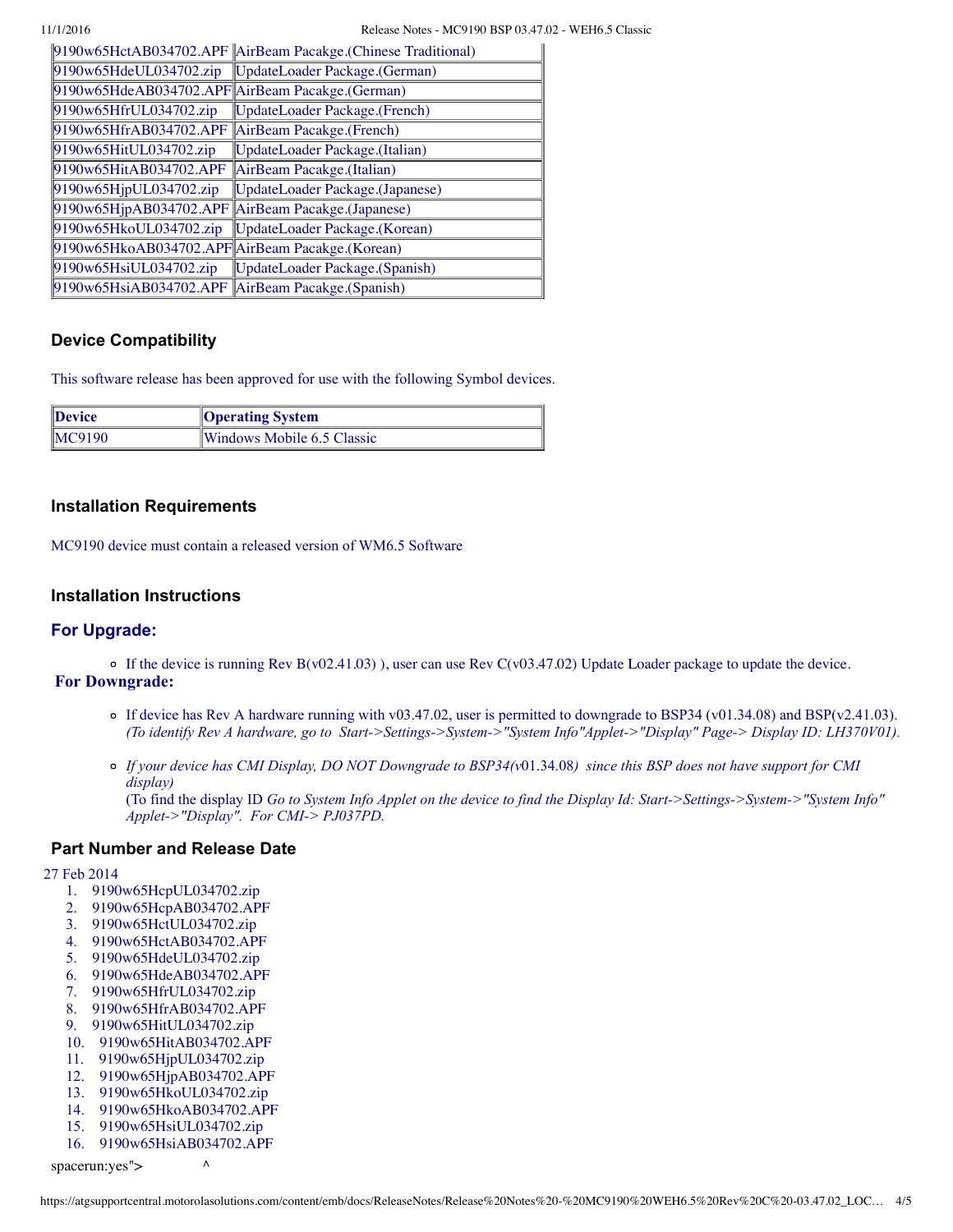| | |
|---|---|
| 9190w65HctAB034702.APF | AirBeam Pacakge.(Chinese Traditional) |
| 9190w65HdeUL034702.zip | UpdateLoader Package.(German) |
| 9190w65HdeAB034702.APF | AirBeam Pacakge.(German) |
| 9190w65HfrUL034702.zip | UpdateLoader Package.(French) |
| 9190w65HfrAB034702.APF | AirBeam Pacakge.(French) |
| 9190w65HitUL034702.zip | UpdateLoader Package.(Italian) |
| 9190w65HitAB034702.APF | AirBeam Pacakge.(Italian) |
| 9190w65HjpUL034702.zip | UpdateLoader Package.(Japanese) |
| 9190w65HjpAB034702.APF | AirBeam Pacakge.(Japanese) |
| 9190w65HkoUL034702.zip | UpdateLoader Package.(Korean) |
| 9190w65HkoAB034702.APF | AirBeam Pacakge.(Korean) |
| 9190w65HsiUL034702.zip | UpdateLoader Package.(Spanish) |
| 9190w65HsiAB034702.APF | AirBeam Pacakge.(Spanish) |

### Device Compatibility

This software release has been approved for use with the following Symbol devices.

| Device | Operating System |
|---|---|
| MC9190 | Windows Mobile 6.5 Classic |

### Installation Requirements

MC9190 device must contain a released version of WM6.5 Software

### Installation Instructions

### For Upgrade:

- If the device is running Rev B(v02.41.03) ), user can use Rev C(v03.47.02) Update Loader package to update the device.

**For Downgrade:**

- If device has Rev A hardware running with v03.47.02, user is permitted to downgrade to BSP34 (v01.34.08) and BSP(v2.41.03). *(To identify Rev A hardware, go to Start->Settings->System->"System Info"Applet->"Display" Page-> Display ID: LH370V01).*
- *If your device has CMI Display, DO NOT Downgrade to BSP34(v*01.34.08*) since this BSP does not have support for CMI display)*
  (To find the display ID *Go to System Info Applet on the device to find the Display Id: Start->Settings->System->"System Info" Applet->"Display". For CMI-> PJ037PD.*

### Part Number and Release Date

27 Feb 2014

1. 9190w65HcpUL034702.zip
2. 9190w65HcpAB034702.APF
3. 9190w65HctUL034702.zip
4. 9190w65HctAB034702.APF
5. 9190w65HdeUL034702.zip
6. 9190w65HdeAB034702.APF
7. 9190w65HfrUL034702.zip
8. 9190w65HfrAB034702.APF
9. 9190w65HitUL034702.zip
10. 9190w65HitAB034702.APF
11. 9190w65HjpUL034702.zip
12. 9190w65HjpAB034702.APF
13. 9190w65HkoUL034702.zip
14. 9190w65HkoAB034702.APF
15. 9190w65HsiUL034702.zip
16. 9190w65HsiAB034702.APF

spacerun:yes"> ^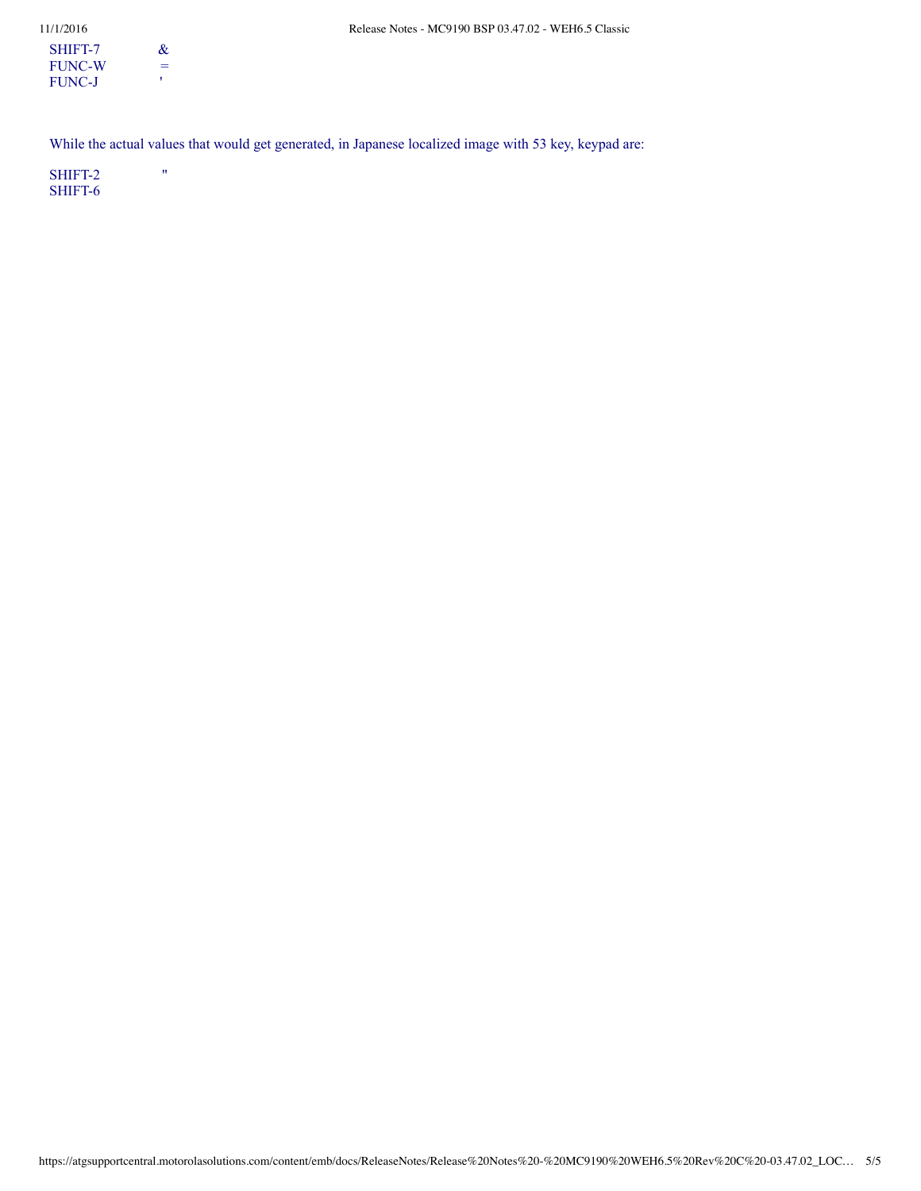| | |
|---|---|
| SHIFT-7 | & |
| FUNC-W | = |
| FUNC-J | ' |

While the actual values that would get generated, in Japanese localized image with 53 key, keypad are:

| | |
|---|---|
| SHIFT-2 | " |
| SHIFT-6 | |